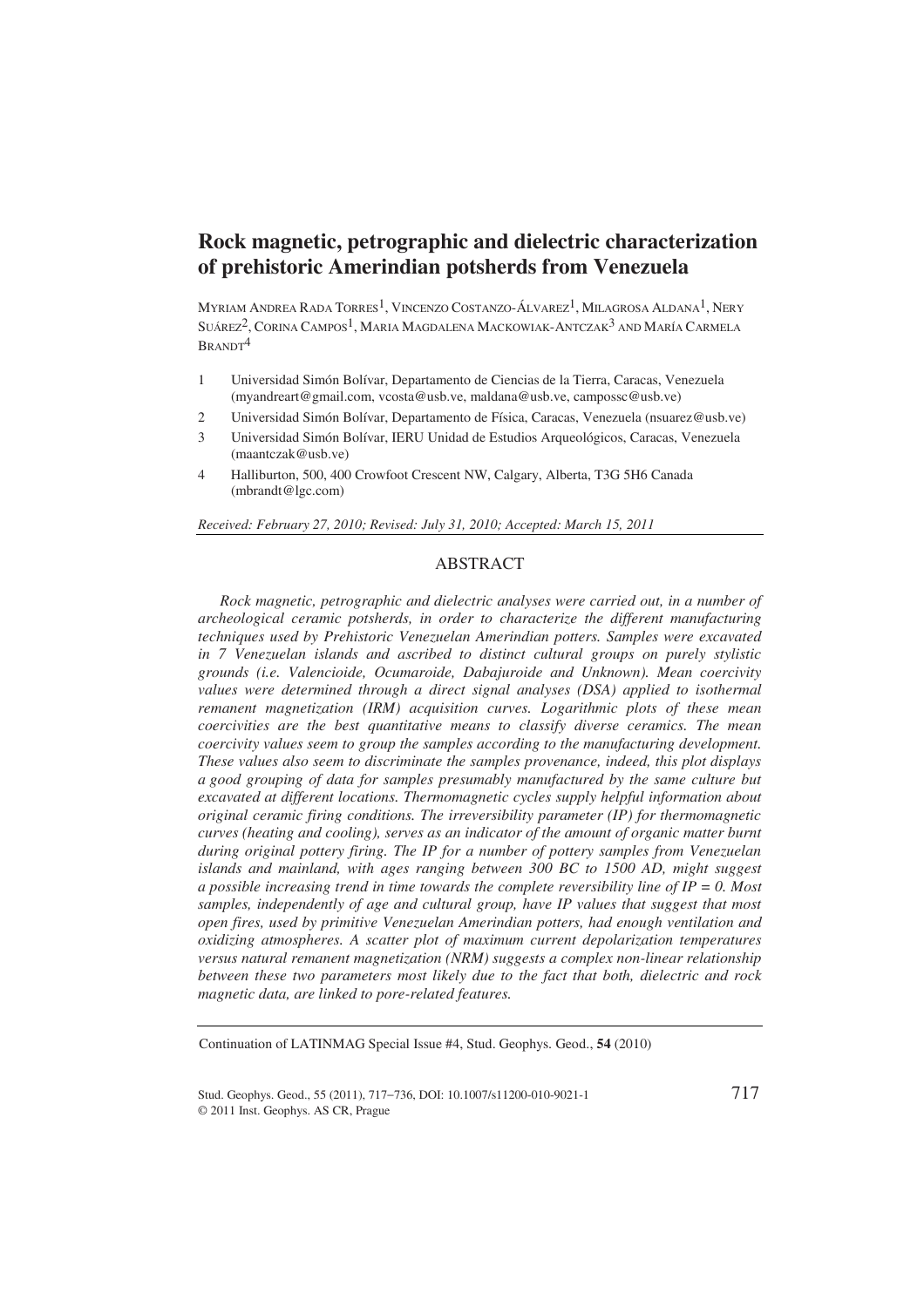// Rock magnetic, petrographic and dielectric characterization of prehistoric Amerindian potsherds from Venezuela

Myriam Andrea Rada Torres[1], Vincenzo Costanzo-Álvarez[1], Milagrosa Aldana[1], Nery Suárez[2], Corina Campos[1], Maria Magdalena Mackowiak-Antczak[3] and María Carmela Brandt[4]

1. Universidad Simón Bolívar, Departamento de Ciencias de la Tierra, Caracas, Venezuela (myandreart@gmail.com, vcosta@usb.ve, maldana@usb.ve, campossc@usb.ve)
2. Universidad Simón Bolívar, Departamento de Física, Caracas, Venezuela (nsuarez@usb.ve)
3. Universidad Simón Bolívar, IERU Unidad de Estudios Arqueológicos, Caracas, Venezuela (maantczak@usb.ve)
4. Halliburton, 500, 400 Crowfoot Crescent NW, Calgary, Alberta, T3G 5H6 Canada (mbrandt@lgc.com)

*Received: February 27, 2010; Revised: July 31, 2010; Accepted: March 15, 2011*

## ABSTRACT

*Rock magnetic, petrographic and dielectric analyses were carried out, in a number of archeological ceramic potsherds, in order to characterize the different manufacturing techniques used by Prehistoric Venezuelan Amerindian potters. Samples were excavated in 7 Venezuelan islands and ascribed to distinct cultural groups on purely stylistic grounds (i.e. Valencioide, Ocumaroide, Dabajuroide and Unknown). Mean coercivity values were determined through a direct signal analyses (DSA) applied to isothermal remanent magnetization (IRM) acquisition curves. Logarithmic plots of these mean coercivities are the best quantitative means to classify diverse ceramics. The mean coercivity values seem to group the samples according to the manufacturing development. These values also seem to discriminate the samples provenance, indeed, this plot displays a good grouping of data for samples presumably manufactured by the same culture but excavated at different locations. Thermomagnetic cycles supply helpful information about original ceramic firing conditions. The irreversibility parameter (IP) for thermomagnetic curves (heating and cooling), serves as an indicator of the amount of organic matter burnt during original pottery firing. The IP for a number of pottery samples from Venezuelan islands and mainland, with ages ranging between 300 BC to 1500 AD, might suggest a possible increasing trend in time towards the complete reversibility line of IP = 0. Most samples, independently of age and cultural group, have IP values that suggest that most open fires, used by primitive Venezuelan Amerindian potters, had enough ventilation and oxidizing atmospheres. A scatter plot of maximum current depolarization temperatures versus natural remanent magnetization (NRM) suggests a complex non-linear relationship between these two parameters most likely due to the fact that both, dielectric and rock magnetic data, are linked to pore-related features.*

Continuation of LATINMAG Special Issue #4, Stud. Geophys. Geod., **54** (2010)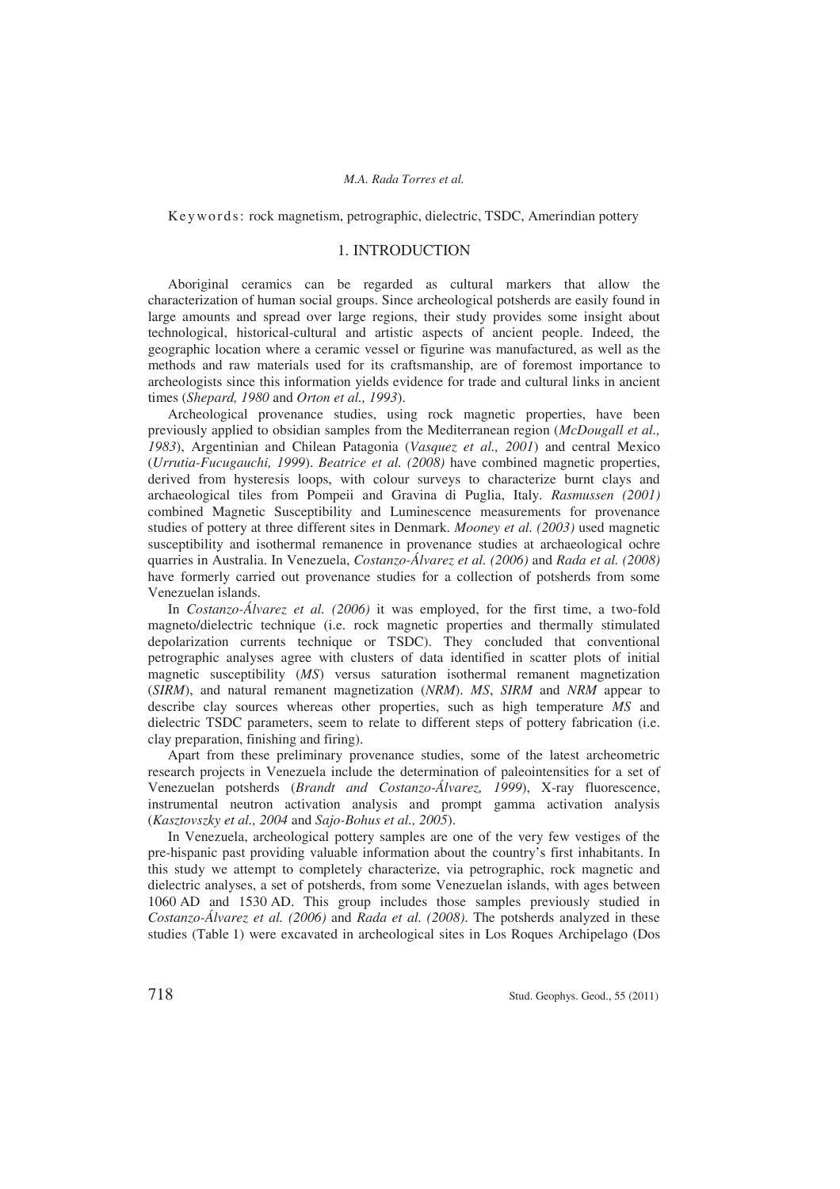Keywords: rock magnetism, petrographic, dielectric, TSDC, Amerindian pottery

## 1. INTRODUCTION

Aboriginal ceramics can be regarded as cultural markers that allow the characterization of human social groups. Since archeological potsherds are easily found in large amounts and spread over large regions, their study provides some insight about technological, historical-cultural and artistic aspects of ancient people. Indeed, the geographic location where a ceramic vessel or figurine was manufactured, as well as the methods and raw materials used for its craftsmanship, are of foremost importance to archeologists since this information yields evidence for trade and cultural links in ancient times (*Shepard, 1980* and *Orton et al., 1993*).

Archeological provenance studies, using rock magnetic properties, have been previously applied to obsidian samples from the Mediterranean region (*McDougall et al., 1983*), Argentinian and Chilean Patagonia (*Vasquez et al., 2001*) and central Mexico (*Urrutia-Fucugauchi, 1999*). *Beatrice et al. (2008)* have combined magnetic properties, derived from hysteresis loops, with colour surveys to characterize burnt clays and archaeological tiles from Pompeii and Gravina di Puglia, Italy. *Rasmussen (2001)* combined Magnetic Susceptibility and Luminescence measurements for provenance studies of pottery at three different sites in Denmark. *Mooney et al. (2003)* used magnetic susceptibility and isothermal remanence in provenance studies at archaeological ochre quarries in Australia. In Venezuela, *Costanzo-Álvarez et al. (2006)* and *Rada et al. (2008)* have formerly carried out provenance studies for a collection of potsherds from some Venezuelan islands.

In *Costanzo-Álvarez et al. (2006)* it was employed, for the first time, a two-fold magneto/dielectric technique (i.e. rock magnetic properties and thermally stimulated depolarization currents technique or TSDC). They concluded that conventional petrographic analyses agree with clusters of data identified in scatter plots of initial magnetic susceptibility (*MS*) versus saturation isothermal remanent magnetization (*SIRM*), and natural remanent magnetization (*NRM*). *MS*, *SIRM* and *NRM* appear to describe clay sources whereas other properties, such as high temperature *MS* and dielectric TSDC parameters, seem to relate to different steps of pottery fabrication (i.e. clay preparation, finishing and firing).

Apart from these preliminary provenance studies, some of the latest archeometric research projects in Venezuela include the determination of paleointensities for a set of Venezuelan potsherds (*Brandt and Costanzo-Álvarez, 1999*), X-ray fluorescence, instrumental neutron activation analysis and prompt gamma activation analysis (*Kasztovszky et al., 2004* and *Sajo-Bohus et al., 2005*).

In Venezuela, archeological pottery samples are one of the very few vestiges of the pre-hispanic past providing valuable information about the country's first inhabitants. In this study we attempt to completely characterize, via petrographic, rock magnetic and dielectric analyses, a set of potsherds, from some Venezuelan islands, with ages between 1060 AD and 1530 AD. This group includes those samples previously studied in *Costanzo-Álvarez et al. (2006)* and *Rada et al. (2008)*. The potsherds analyzed in these studies (Table 1) were excavated in archeological sites in Los Roques Archipelago (Dos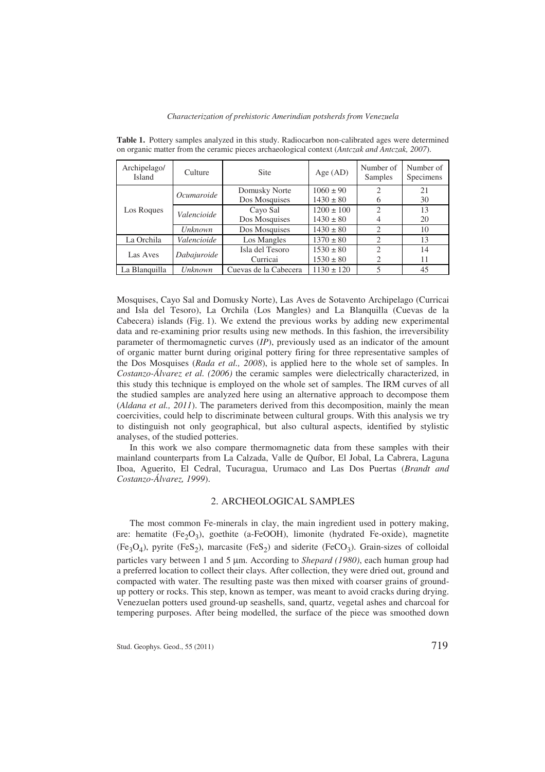**Table 1.** Pottery samples analyzed in this study. Radiocarbon non-calibrated ages were determined on organic matter from the ceramic pieces archaeological context (*Antczak and Antczak, 2007*).

| Archipelago/ Island | Culture | Site | Age (AD) | Number of Samples | Number of Specimens |
|---|---|---|---|---|---|
| Los Roques | *Ocumaroide* | Domusky Norte | 1060 ± 90 | 2 | 21 |
| | | Dos Mosquises | 1430 ± 80 | 6 | 30 |
| | *Valencioide* | Cayo Sal | 1200 ± 100 | 2 | 13 |
| | | Dos Mosquises | 1430 ± 80 | 4 | 20 |
| | *Unknown* | Dos Mosquises | 1430 ± 80 | 2 | 10 |
| La Orchila | *Valencioide* | Los Mangles | 1370 ± 80 | 2 | 13 |
| Las Aves | *Dabajuroide* | Isla del Tesoro | 1530 ± 80 | 2 | 14 |
| | | Curricai | 1530 ± 80 | 2 | 11 |
| La Blanquilla | *Unknown* | Cuevas de la Cabecera | 1130 ± 120 | 5 | 45 |

Mosquises, Cayo Sal and Domusky Norte), Las Aves de Sotavento Archipelago (Curricai and Isla del Tesoro), La Orchila (Los Mangles) and La Blanquilla (Cuevas de la Cabecera) islands (Fig. 1). We extend the previous works by adding new experimental data and re-examining prior results using new methods. In this fashion, the irreversibility parameter of thermomagnetic curves (*IP*), previously used as an indicator of the amount of organic matter burnt during original pottery firing for three representative samples of the Dos Mosquises (*Rada et al., 2008*), is applied here to the whole set of samples. In *Costanzo-Álvarez et al. (2006)* the ceramic samples were dielectrically characterized, in this study this technique is employed on the whole set of samples. The IRM curves of all the studied samples are analyzed here using an alternative approach to decompose them (*Aldana et al., 2011*). The parameters derived from this decomposition, mainly the mean coercivities, could help to discriminate between cultural groups. With this analysis we try to distinguish not only geographical, but also cultural aspects, identified by stylistic analyses, of the studied potteries.

In this work we also compare thermomagnetic data from these samples with their mainland counterparts from La Calzada, Valle de Quíbor, El Jobal, La Cabrera, Laguna Iboa, Aguerito, El Cedral, Tucuragua, Urumaco and Las Dos Puertas (*Brandt and Costanzo-Álvarez, 1999*).

## 2. ARCHEOLOGICAL SAMPLES

The most common Fe-minerals in clay, the main ingredient used in pottery making, are: hematite ($Fe_2O_3$), goethite (a-FeOOH), limonite (hydrated Fe-oxide), magnetite ($Fe_3O_4$), pyrite ($FeS_2$), marcasite ($FeS_2$) and siderite ($FeCO_3$). Grain-sizes of colloidal particles vary between 1 and 5 μm. According to *Shepard (1980)*, each human group had a preferred location to collect their clays. After collection, they were dried out, ground and compacted with water. The resulting paste was then mixed with coarser grains of ground-up pottery or rocks. This step, known as temper, was meant to avoid cracks during drying. Venezuelan potters used ground-up seashells, sand, quartz, vegetal ashes and charcoal for tempering purposes. After being modelled, the surface of the piece was smoothed down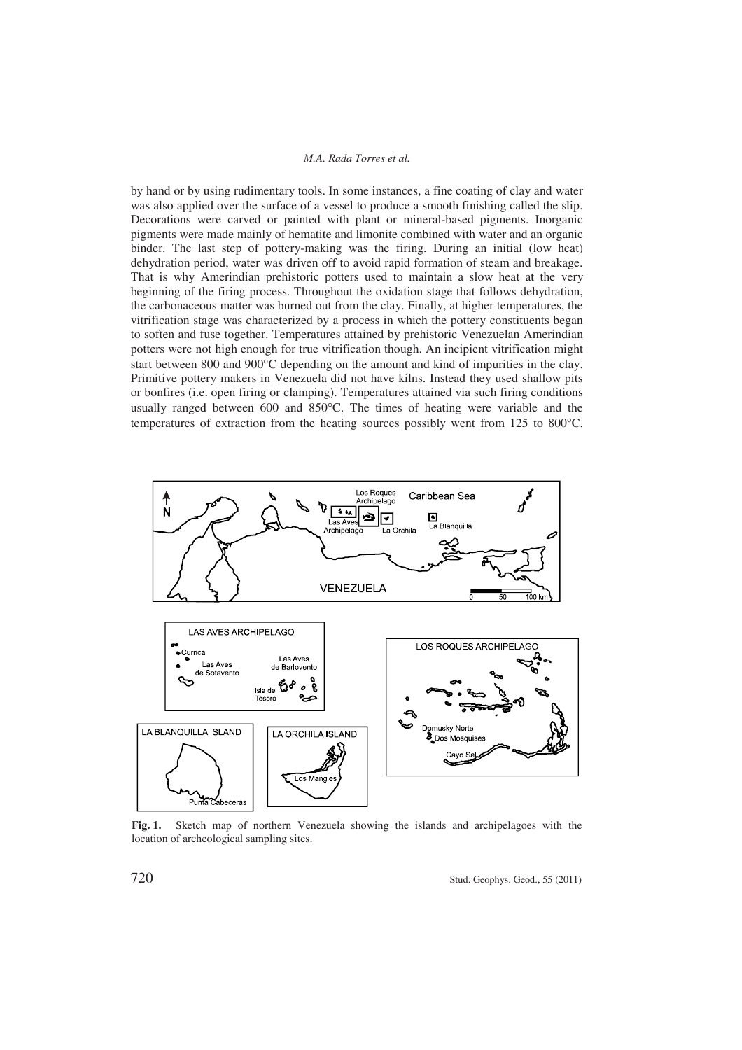by hand or by using rudimentary tools. In some instances, a fine coating of clay and water was also applied over the surface of a vessel to produce a smooth finishing called the slip. Decorations were carved or painted with plant or mineral-based pigments. Inorganic pigments were made mainly of hematite and limonite combined with water and an organic binder. The last step of pottery-making was the firing. During an initial (low heat) dehydration period, water was driven off to avoid rapid formation of steam and breakage. That is why Amerindian prehistoric potters used to maintain a slow heat at the very beginning of the firing process. Throughout the oxidation stage that follows dehydration, the carbonaceous matter was burned out from the clay. Finally, at higher temperatures, the vitrification stage was characterized by a process in which the pottery constituents began to soften and fuse together. Temperatures attained by prehistoric Venezuelan Amerindian potters were not high enough for true vitrification though. An incipient vitrification might start between 800 and 900°C depending on the amount and kind of impurities in the clay. Primitive pottery makers in Venezuela did not have kilns. Instead they used shallow pits or bonfires (i.e. open firing or clamping). Temperatures attained via such firing conditions usually ranged between 600 and 850°C. The times of heating were variable and the temperatures of extraction from the heating sources possibly went from 125 to 800°C.

**Fig. 1.** Sketch map of northern Venezuela showing the islands and archipelagoes with the location of archeological sampling sites.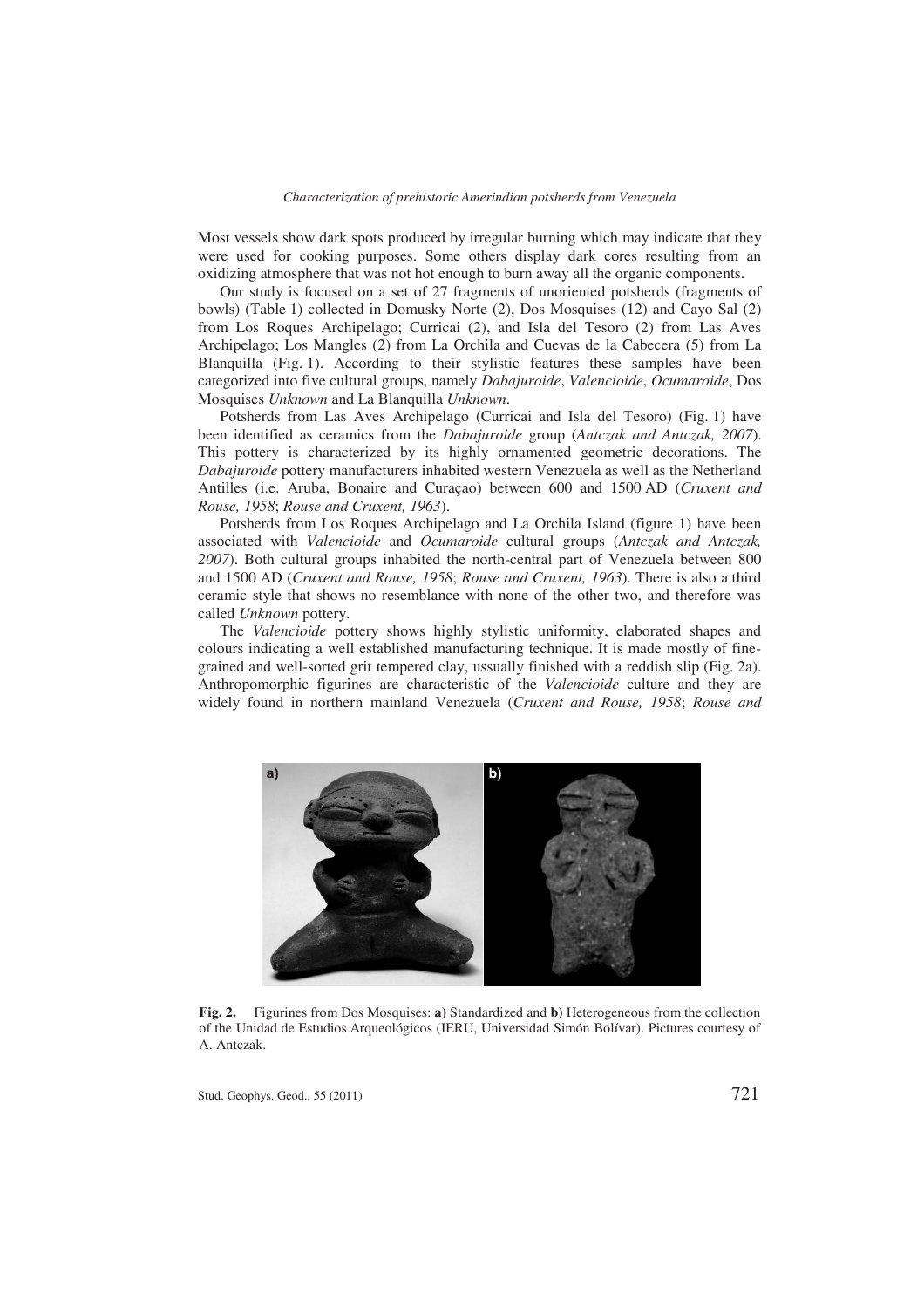Most vessels show dark spots produced by irregular burning which may indicate that they were used for cooking purposes. Some others display dark cores resulting from an oxidizing atmosphere that was not hot enough to burn away all the organic components.

Our study is focused on a set of 27 fragments of unoriented potsherds (fragments of bowls) (Table 1) collected in Domusky Norte (2), Dos Mosquises (12) and Cayo Sal (2) from Los Roques Archipelago; Curricai (2), and Isla del Tesoro (2) from Las Aves Archipelago; Los Mangles (2) from La Orchila and Cuevas de la Cabecera (5) from La Blanquilla (Fig. 1). According to their stylistic features these samples have been categorized into five cultural groups, namely *Dabajuroide*, *Valencioide*, *Ocumaroide*, Dos Mosquises *Unknown* and La Blanquilla *Unknown*.

Potsherds from Las Aves Archipelago (Curricai and Isla del Tesoro) (Fig. 1) have been identified as ceramics from the *Dabajuroide* group (*Antczak and Antczak, 2007*). This pottery is characterized by its highly ornamented geometric decorations. The *Dabajuroide* pottery manufacturers inhabited western Venezuela as well as the Netherland Antilles (i.e. Aruba, Bonaire and Curaçao) between 600 and 1500 AD (*Cruxent and Rouse, 1958*; *Rouse and Cruxent, 1963*).

Potsherds from Los Roques Archipelago and La Orchila Island (figure 1) have been associated with *Valencioide* and *Ocumaroide* cultural groups (*Antczak and Antczak, 2007*). Both cultural groups inhabited the north-central part of Venezuela between 800 and 1500 AD (*Cruxent and Rouse, 1958*; *Rouse and Cruxent, 1963*). There is also a third ceramic style that shows no resemblance with none of the other two, and therefore was called *Unknown* pottery.

The *Valencioide* pottery shows highly stylistic uniformity, elaborated shapes and colours indicating a well established manufacturing technique. It is made mostly of fine-grained and well-sorted grit tempered clay, ussually finished with a reddish slip (Fig. 2a). Anthropomorphic figurines are characteristic of the *Valencioide* culture and they are widely found in northern mainland Venezuela (*Cruxent and Rouse, 1958*; *Rouse and*

**Fig. 2.** Figurines from Dos Mosquises: **a)** Standardized and **b)** Heterogeneous from the collection of the Unidad de Estudios Arqueológicos (IERU, Universidad Simón Bolívar). Pictures courtesy of A. Antczak.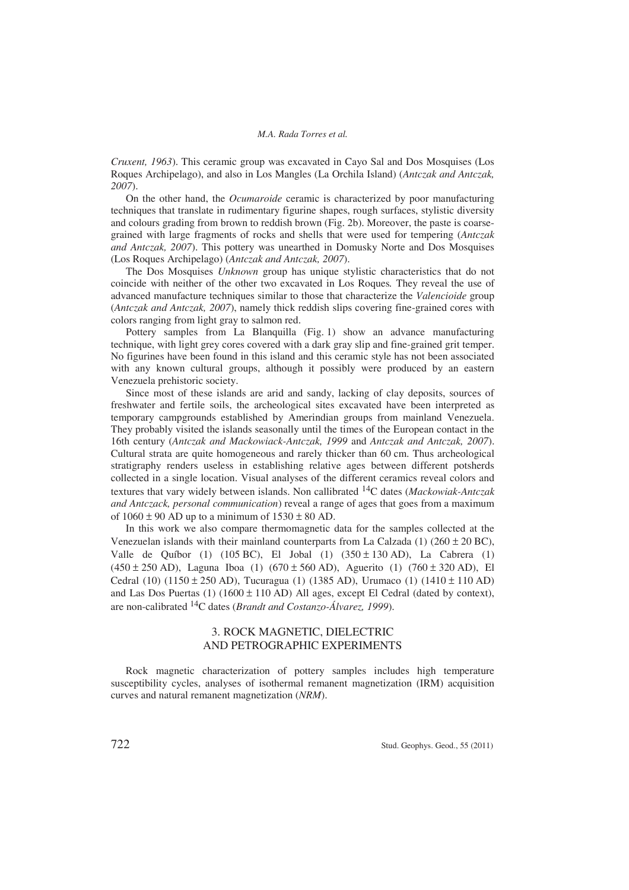*Cruxent, 1963*). This ceramic group was excavated in Cayo Sal and Dos Mosquises (Los Roques Archipelago), and also in Los Mangles (La Orchila Island) (*Antczak and Antczak, 2007*).

On the other hand, the *Ocumaroide* ceramic is characterized by poor manufacturing techniques that translate in rudimentary figurine shapes, rough surfaces, stylistic diversity and colours grading from brown to reddish brown (Fig. 2b). Moreover, the paste is coarse-grained with large fragments of rocks and shells that were used for tempering (*Antczak and Antczak, 2007*). This pottery was unearthed in Domusky Norte and Dos Mosquises (Los Roques Archipelago) (*Antczak and Antczak, 2007*).

The Dos Mosquises *Unknown* group has unique stylistic characteristics that do not coincide with neither of the other two excavated in Los Roques. They reveal the use of advanced manufacture techniques similar to those that characterize the *Valencioide* group (*Antczak and Antczak, 2007*), namely thick reddish slips covering fine-grained cores with colors ranging from light gray to salmon red.

Pottery samples from La Blanquilla (Fig. 1) show an advance manufacturing technique, with light grey cores covered with a dark gray slip and fine-grained grit temper. No figurines have been found in this island and this ceramic style has not been associated with any known cultural groups, although it possibly were produced by an eastern Venezuela prehistoric society.

Since most of these islands are arid and sandy, lacking of clay deposits, sources of freshwater and fertile soils, the archeological sites excavated have been interpreted as temporary campgrounds established by Amerindian groups from mainland Venezuela. They probably visited the islands seasonally until the times of the European contact in the 16th century (*Antczak and Mackowiack-Antczak, 1999* and *Antczak and Antczak, 2007*). Cultural strata are quite homogeneous and rarely thicker than 60 cm. Thus archeological stratigraphy renders useless in establishing relative ages between different potsherds collected in a single location. Visual analyses of the different ceramics reveal colors and textures that vary widely between islands. Non callibrated $^{14}C$ dates (*Mackowiak-Antczak and Antczack, personal communication*) reveal a range of ages that goes from a maximum of 1060 ± 90 AD up to a minimum of 1530 ± 80 AD.

In this work we also compare thermomagnetic data for the samples collected at the Venezuelan islands with their mainland counterparts from La Calzada (1) (260 ± 20 BC), Valle de Quíbor (1) (105 BC), El Jobal (1) (350 ± 130 AD), La Cabrera (1) (450 ± 250 AD), Laguna Iboa (1) (670 ± 560 AD), Aguerito (1) (760 ± 320 AD), El Cedral (10) (1150 ± 250 AD), Tucuragua (1) (1385 AD), Urumaco (1) (1410 ± 110 AD) and Las Dos Puertas (1) (1600 ± 110 AD) All ages, except El Cedral (dated by context), are non-calibrated $^{14}C$ dates (*Brandt and Costanzo-Álvarez, 1999*).

## 3. ROCK MAGNETIC, DIELECTRIC AND PETROGRAPHIC EXPERIMENTS

Rock magnetic characterization of pottery samples includes high temperature susceptibility cycles, analyses of isothermal remanent magnetization (IRM) acquisition curves and natural remanent magnetization (*NRM*).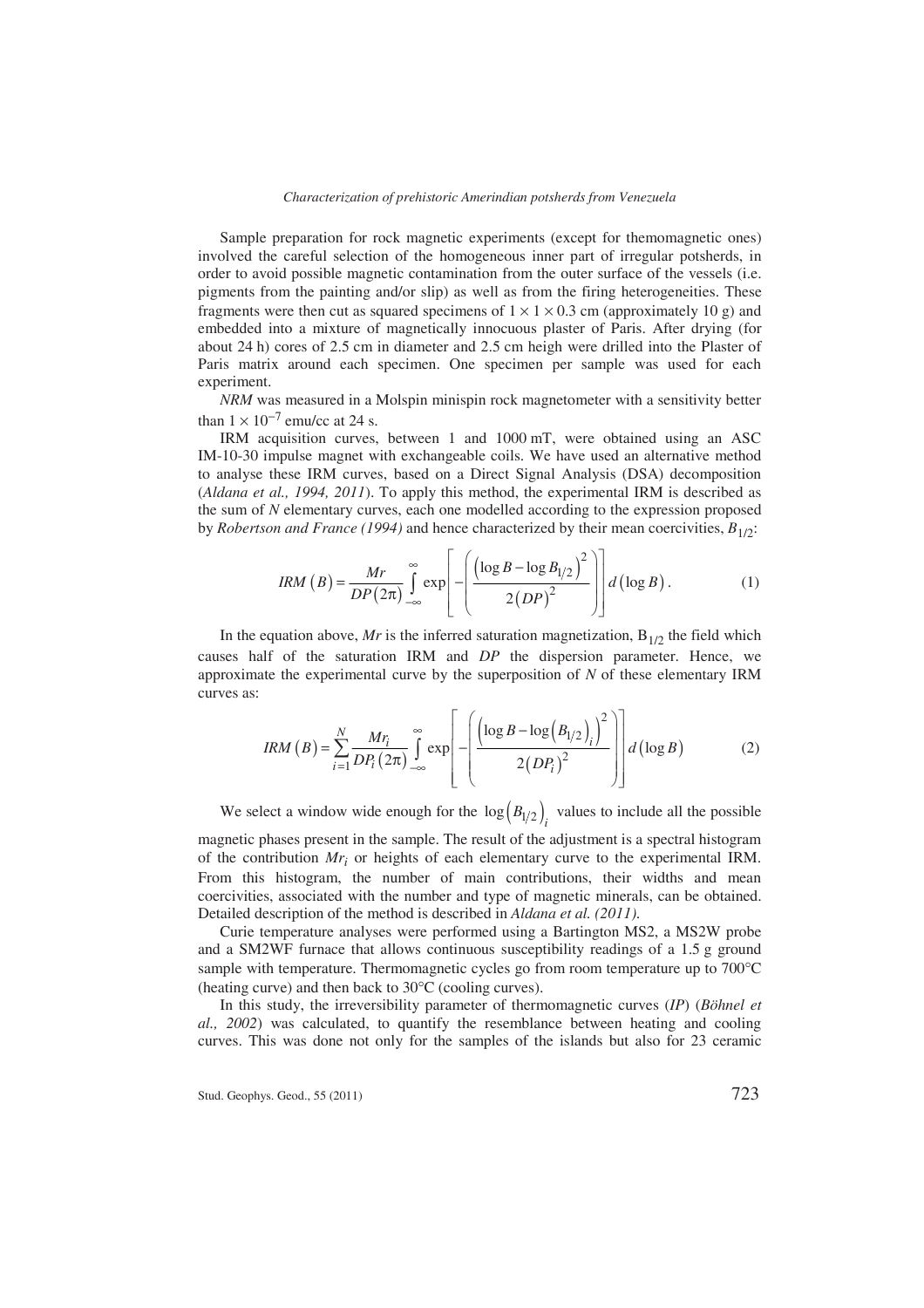Sample preparation for rock magnetic experiments (except for themomagnetic ones) involved the careful selection of the homogeneous inner part of irregular potsherds, in order to avoid possible magnetic contamination from the outer surface of the vessels (i.e. pigments from the painting and/or slip) as well as from the firing heterogeneities. These fragments were then cut as squared specimens of $1 \times 1 \times 0.3$ cm (approximately 10 g) and embedded into a mixture of magnetically innocuous plaster of Paris. After drying (for about 24 h) cores of 2.5 cm in diameter and 2.5 cm heigh were drilled into the Plaster of Paris matrix around each specimen. One specimen per sample was used for each experiment.

*NRM* was measured in a Molspin minispin rock magnetometer with a sensitivity better than $1 \times 10^{-7}$ emu/cc at 24 s.

IRM acquisition curves, between 1 and 1000 mT, were obtained using an ASC IM-10-30 impulse magnet with exchangeable coils. We have used an alternative method to analyse these IRM curves, based on a Direct Signal Analysis (DSA) decomposition (*Aldana et al., 1994, 2011*). To apply this method, the experimental IRM is described as the sum of *N* elementary curves, each one modelled according to the expression proposed by *Robertson and France (1994)* and hence characterized by their mean coercivities, $B_{1/2}$:

$$IRM\left(B\right) = \frac{Mr}{DP\left(2\pi\right)} \int_{-\infty}^{\infty} \exp\left[-\left(\frac{\left(\log B - \log B_{1/2}\right)^2}{2\left(DP\right)^2}\right)\right] d\left(\log B\right). \tag{1}$$

In the equation above, *Mr* is the inferred saturation magnetization, $B_{1/2}$ the field which causes half of the saturation IRM and *DP* the dispersion parameter. Hence, we approximate the experimental curve by the superposition of *N* of these elementary IRM curves as:

$$IRM\left(B\right) = \sum_{i=1}^{N} \frac{Mr_i}{DP_i\left(2\pi\right)} \int_{-\infty}^{\infty} \exp\left[-\left(\frac{\left(\log B - \log\left(B_{1/2}\right)_i\right)^2}{2\left(DP_i\right)^2}\right)\right] d\left(\log B\right) \tag{2}$$

We select a window wide enough for the $\log\left(B_{1/2}\right)_i$ values to include all the possible magnetic phases present in the sample. The result of the adjustment is a spectral histogram of the contribution $Mr_i$ or heights of each elementary curve to the experimental IRM. From this histogram, the number of main contributions, their widths and mean coercivities, associated with the number and type of magnetic minerals, can be obtained. Detailed description of the method is described in *Aldana et al. (2011)*.

Curie temperature analyses were performed using a Bartington MS2, a MS2W probe and a SM2WF furnace that allows continuous susceptibility readings of a 1.5 g ground sample with temperature. Thermomagnetic cycles go from room temperature up to 700°C (heating curve) and then back to 30°C (cooling curves).

In this study, the irreversibility parameter of thermomagnetic curves (*IP*) (*Böhnel et al., 2002*) was calculated, to quantify the resemblance between heating and cooling curves. This was done not only for the samples of the islands but also for 23 ceramic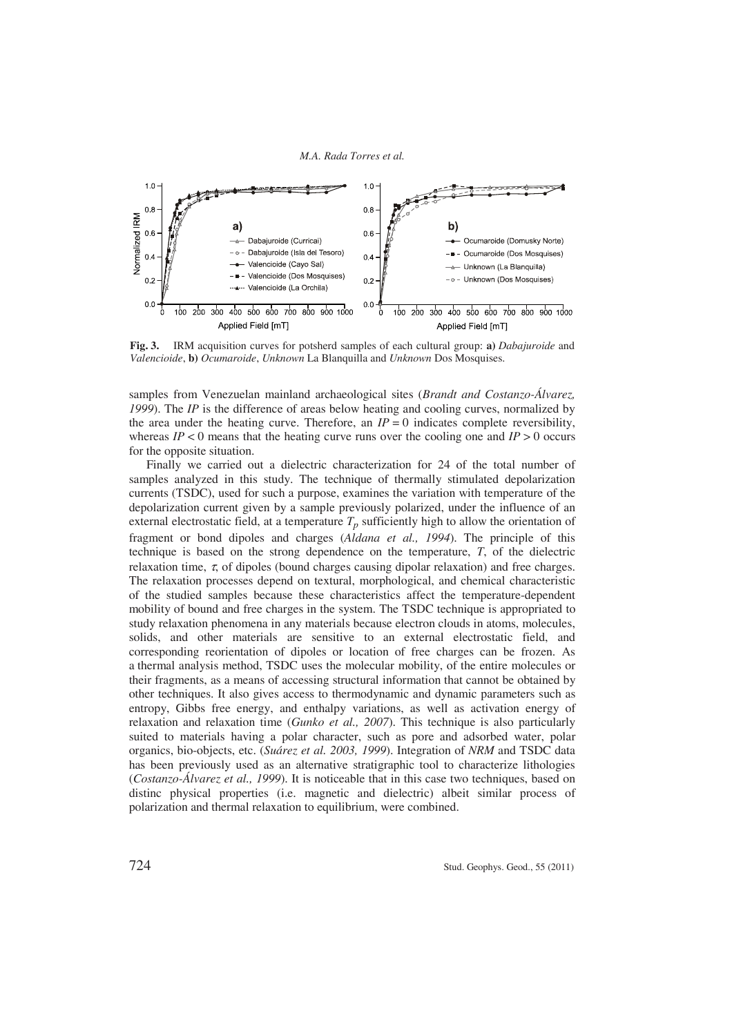**Fig. 3.** IRM acquisition curves for potsherd samples of each cultural group: **a)** *Dabajuroide* and *Valencioide*, **b)** *Ocumaroide*, *Unknown* La Blanquilla and *Unknown* Dos Mosquises.

samples from Venezuelan mainland archaeological sites (*Brandt and Costanzo-Álvarez, 1999*). The *IP* is the difference of areas below heating and cooling curves, normalized by the area under the heating curve. Therefore, an $IP = 0$ indicates complete reversibility, whereas $IP < 0$ means that the heating curve runs over the cooling one and $IP > 0$ occurs for the opposite situation.

Finally we carried out a dielectric characterization for 24 of the total number of samples analyzed in this study. The technique of thermally stimulated depolarization currents (TSDC), used for such a purpose, examines the variation with temperature of the depolarization current given by a sample previously polarized, under the influence of an external electrostatic field, at a temperature $T_p$ sufficiently high to allow the orientation of fragment or bond dipoles and charges (*Aldana et al., 1994*). The principle of this technique is based on the strong dependence on the temperature, $T$, of the dielectric relaxation time, $\tau$, of dipoles (bound charges causing dipolar relaxation) and free charges. The relaxation processes depend on textural, morphological, and chemical characteristic of the studied samples because these characteristics affect the temperature-dependent mobility of bound and free charges in the system. The TSDC technique is appropriated to study relaxation phenomena in any materials because electron clouds in atoms, molecules, solids, and other materials are sensitive to an external electrostatic field, and corresponding reorientation of dipoles or location of free charges can be frozen. As a thermal analysis method, TSDC uses the molecular mobility, of the entire molecules or their fragments, as a means of accessing structural information that cannot be obtained by other techniques. It also gives access to thermodynamic and dynamic parameters such as entropy, Gibbs free energy, and enthalpy variations, as well as activation energy of relaxation and relaxation time (*Gunko et al., 2007*). This technique is also particularly suited to materials having a polar character, such as pore and adsorbed water, polar organics, bio-objects, etc. (*Suárez et al. 2003, 1999*). Integration of *NRM* and TSDC data has been previously used as an alternative stratigraphic tool to characterize lithologies (*Costanzo-Álvarez et al., 1999*). It is noticeable that in this case two techniques, based on distinc physical properties (i.e. magnetic and dielectric) albeit similar process of polarization and thermal relaxation to equilibrium, were combined.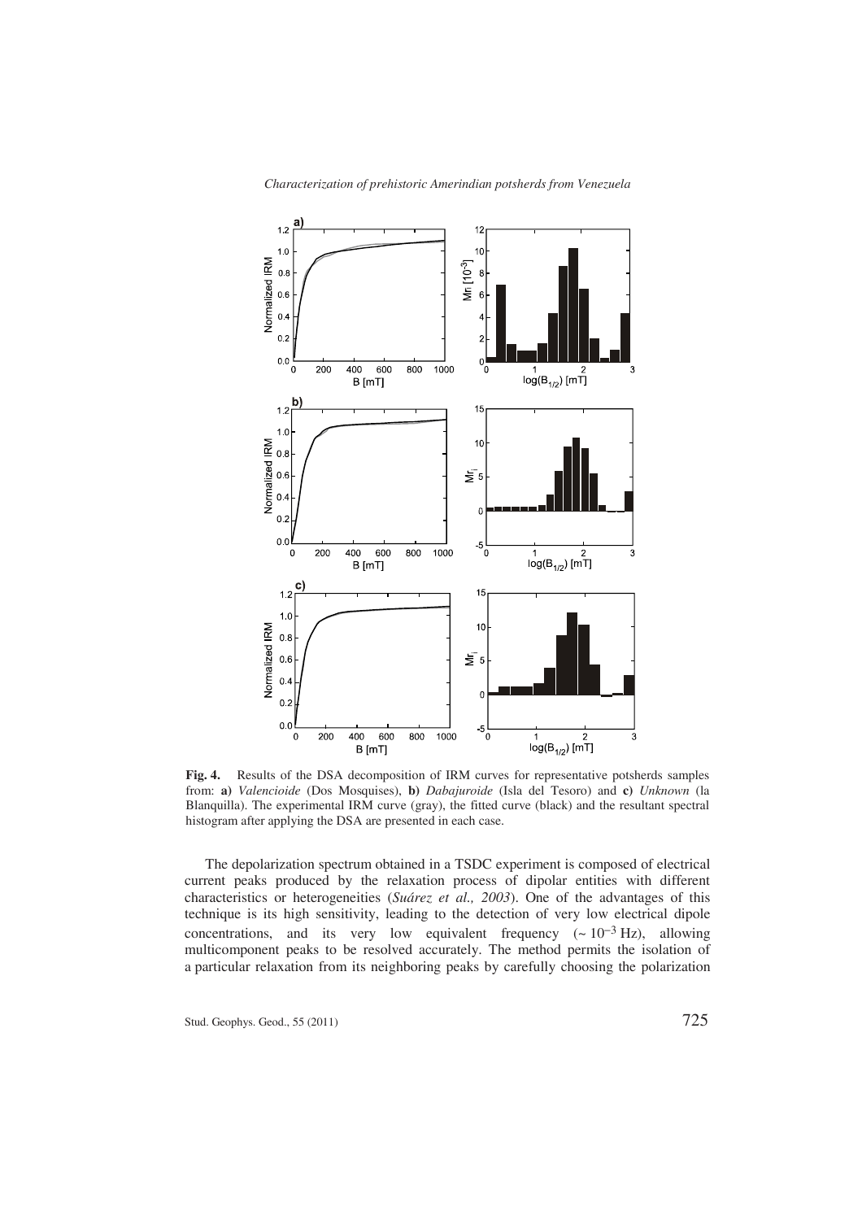**Fig. 4.** Results of the DSA decomposition of IRM curves for representative potsherds samples from: **a)** *Valencioide* (Dos Mosquises), **b)** *Dabajuroide* (Isla del Tesoro) and **c)** *Unknown* (la Blanquilla). The experimental IRM curve (gray), the fitted curve (black) and the resultant spectral histogram after applying the DSA are presented in each case.

The depolarization spectrum obtained in a TSDC experiment is composed of electrical current peaks produced by the relaxation process of dipolar entities with different characteristics or heterogeneities (*Suárez et al., 2003*). One of the advantages of this technique is its high sensitivity, leading to the detection of very low electrical dipole concentrations, and its very low equivalent frequency ($\sim 10^{-3}$ Hz), allowing multicomponent peaks to be resolved accurately. The method permits the isolation of a particular relaxation from its neighboring peaks by carefully choosing the polarization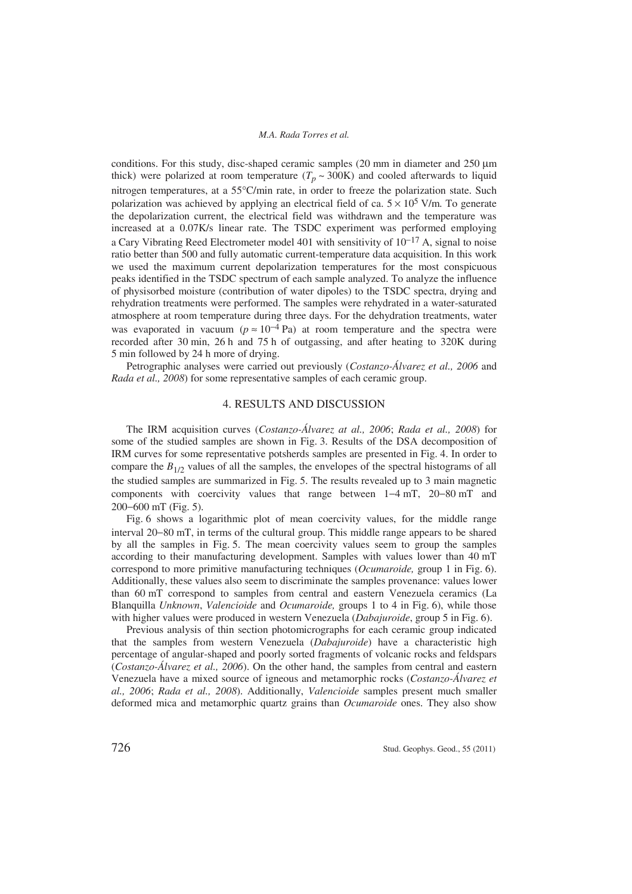conditions. For this study, disc-shaped ceramic samples (20 mm in diameter and 250 μm thick) were polarized at room temperature ($T_p \sim 300$K) and cooled afterwards to liquid nitrogen temperatures, at a 55°C/min rate, in order to freeze the polarization state. Such polarization was achieved by applying an electrical field of ca. $5 \times 10^5$ V/m. To generate the depolarization current, the electrical field was withdrawn and the temperature was increased at a 0.07K/s linear rate. The TSDC experiment was performed employing a Cary Vibrating Reed Electrometer model 401 with sensitivity of $10^{-17}$ A, signal to noise ratio better than 500 and fully automatic current-temperature data acquisition. In this work we used the maximum current depolarization temperatures for the most conspicuous peaks identified in the TSDC spectrum of each sample analyzed. To analyze the influence of physisorbed moisture (contribution of water dipoles) to the TSDC spectra, drying and rehydration treatments were performed. The samples were rehydrated in a water-saturated atmosphere at room temperature during three days. For the dehydration treatments, water was evaporated in vacuum ($p \approx 10^{-4}$ Pa) at room temperature and the spectra were recorded after 30 min, 26 h and 75 h of outgassing, and after heating to 320K during 5 min followed by 24 h more of drying.

Petrographic analyses were carried out previously (*Costanzo-Álvarez et al., 2006* and *Rada et al., 2008*) for some representative samples of each ceramic group.

## 4. RESULTS AND DISCUSSION

The IRM acquisition curves (*Costanzo-Álvarez at al., 2006*; *Rada et al., 2008*) for some of the studied samples are shown in Fig. 3. Results of the DSA decomposition of IRM curves for some representative potsherds samples are presented in Fig. 4. In order to compare the $B_{1/2}$ values of all the samples, the envelopes of the spectral histograms of all the studied samples are summarized in Fig. 5. The results revealed up to 3 main magnetic components with coercivity values that range between 1–4 mT, 20–80 mT and 200–600 mT (Fig. 5).

Fig. 6 shows a logarithmic plot of mean coercivity values, for the middle range interval 20–80 mT, in terms of the cultural group. This middle range appears to be shared by all the samples in Fig. 5. The mean coercivity values seem to group the samples according to their manufacturing development. Samples with values lower than 40 mT correspond to more primitive manufacturing techniques (*Ocumaroide,* group 1 in Fig. 6). Additionally, these values also seem to discriminate the samples provenance: values lower than 60 mT correspond to samples from central and eastern Venezuela ceramics (La Blanquilla *Unknown*, *Valencioide* and *Ocumaroide,* groups 1 to 4 in Fig. 6), while those with higher values were produced in western Venezuela (*Dabajuroide*, group 5 in Fig. 6).

Previous analysis of thin section photomicrographs for each ceramic group indicated that the samples from western Venezuela (*Dabajuroide*) have a characteristic high percentage of angular-shaped and poorly sorted fragments of volcanic rocks and feldspars (*Costanzo-Álvarez et al., 2006*). On the other hand, the samples from central and eastern Venezuela have a mixed source of igneous and metamorphic rocks (*Costanzo-Álvarez et al., 2006*; *Rada et al., 2008*). Additionally, *Valencioide* samples present much smaller deformed mica and metamorphic quartz grains than *Ocumaroide* ones. They also show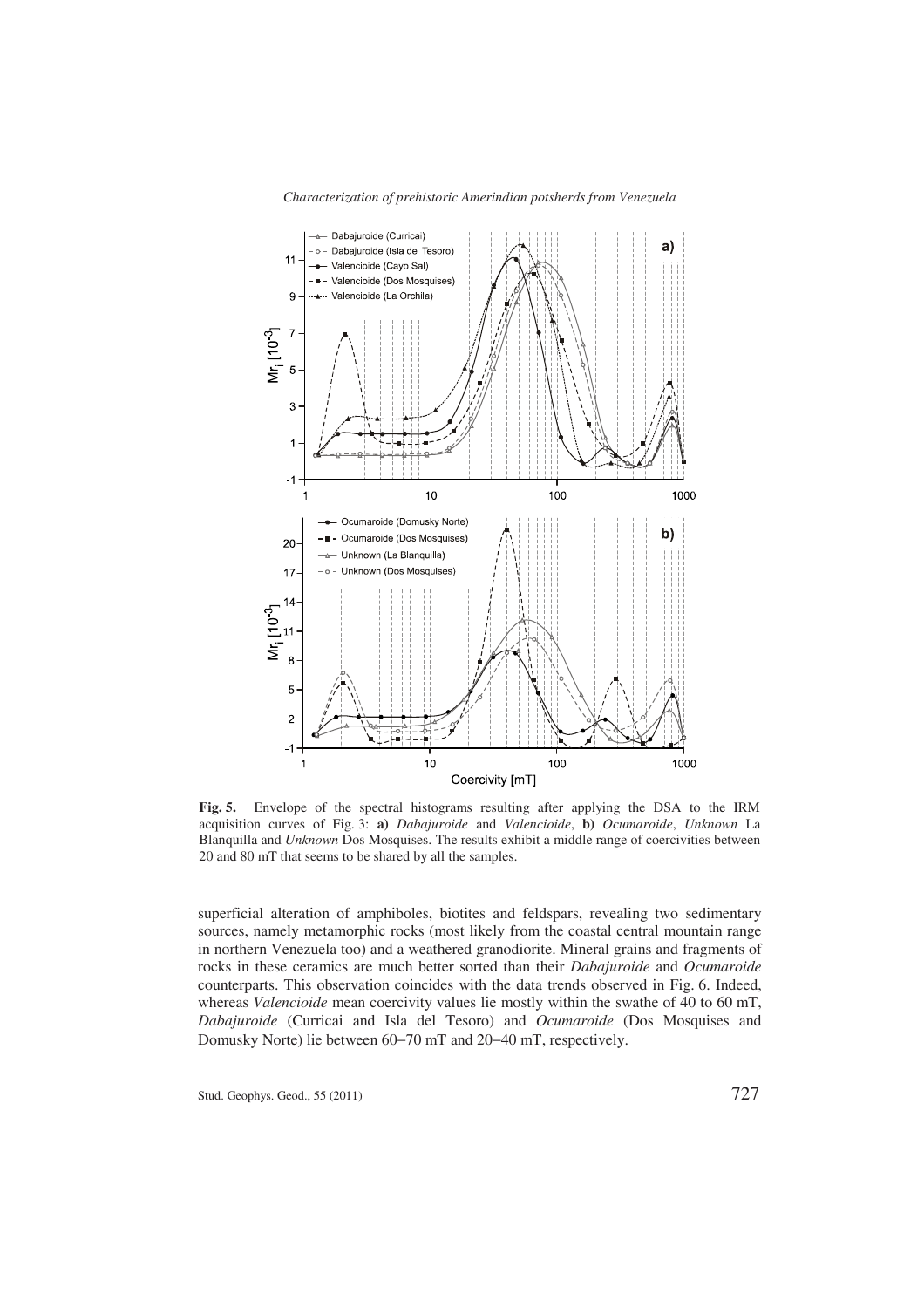**Fig. 5.** Envelope of the spectral histograms resulting after applying the DSA to the IRM acquisition curves of Fig. 3: **a)** *Dabajuroide* and *Valencioide*, **b)** *Ocumaroide*, *Unknown* La Blanquilla and *Unknown* Dos Mosquises. The results exhibit a middle range of coercivities between 20 and 80 mT that seems to be shared by all the samples.

superficial alteration of amphiboles, biotites and feldspars, revealing two sedimentary sources, namely metamorphic rocks (most likely from the coastal central mountain range in northern Venezuela too) and a weathered granodiorite. Mineral grains and fragments of rocks in these ceramics are much better sorted than their *Dabajuroide* and *Ocumaroide* counterparts. This observation coincides with the data trends observed in Fig. 6. Indeed, whereas *Valencioide* mean coercivity values lie mostly within the swathe of 40 to 60 mT, *Dabajuroide* (Curricai and Isla del Tesoro) and *Ocumaroide* (Dos Mosquises and Domusky Norte) lie between 60−70 mT and 20−40 mT, respectively.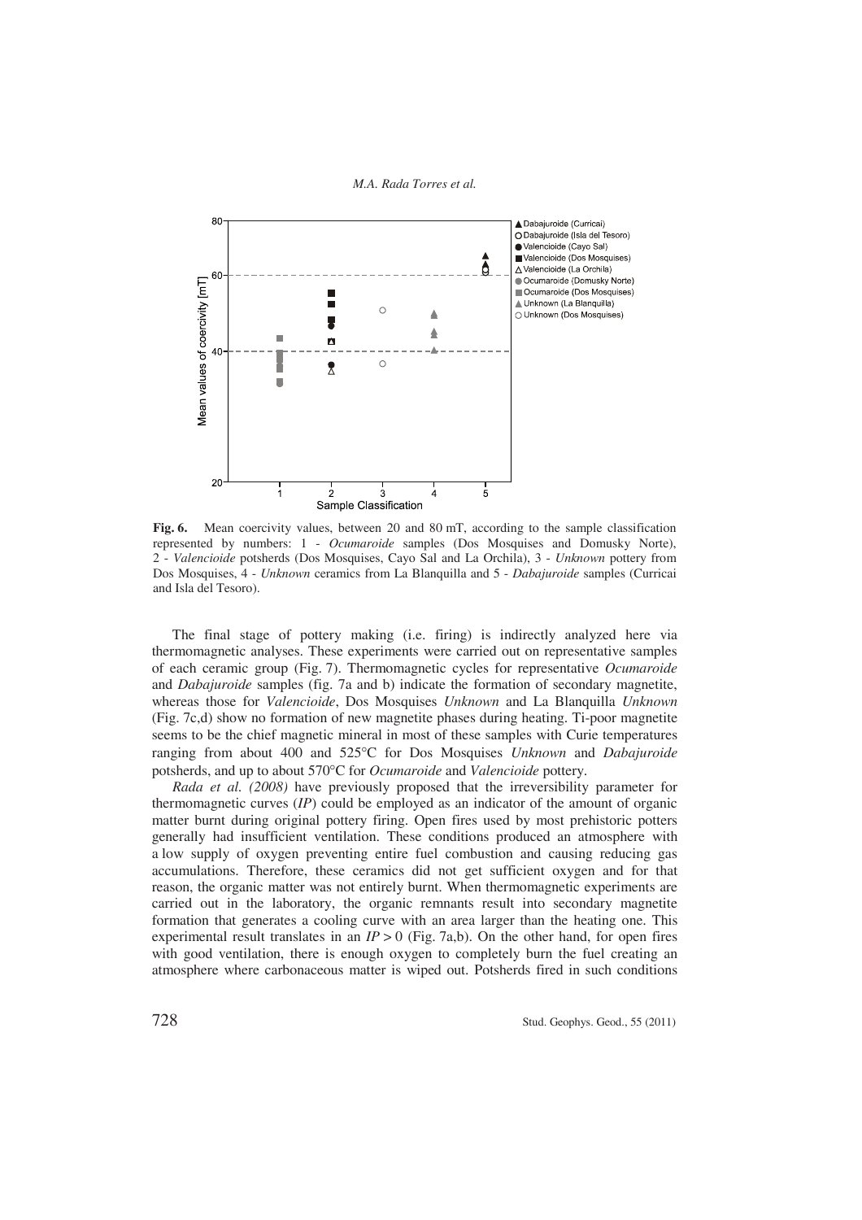**Fig. 6.** Mean coercivity values, between 20 and 80 mT, according to the sample classification represented by numbers: 1 - *Ocumaroide* samples (Dos Mosquises and Domusky Norte), 2 - *Valencioide* potsherds (Dos Mosquises, Cayo Sal and La Orchila), 3 - *Unknown* pottery from Dos Mosquises, 4 - *Unknown* ceramics from La Blanquilla and 5 - *Dabajuroide* samples (Curricai and Isla del Tesoro).

The final stage of pottery making (i.e. firing) is indirectly analyzed here via thermomagnetic analyses. These experiments were carried out on representative samples of each ceramic group (Fig. 7). Thermomagnetic cycles for representative *Ocumaroide* and *Dabajuroide* samples (fig. 7a and b) indicate the formation of secondary magnetite, whereas those for *Valencioide*, Dos Mosquises *Unknown* and La Blanquilla *Unknown* (Fig. 7c,d) show no formation of new magnetite phases during heating. Ti-poor magnetite seems to be the chief magnetic mineral in most of these samples with Curie temperatures ranging from about 400 and 525°C for Dos Mosquises *Unknown* and *Dabajuroide* potsherds, and up to about 570°C for *Ocumaroide* and *Valencioide* pottery.

*Rada et al. (2008)* have previously proposed that the irreversibility parameter for thermomagnetic curves (*IP*) could be employed as an indicator of the amount of organic matter burnt during original pottery firing. Open fires used by most prehistoric potters generally had insufficient ventilation. These conditions produced an atmosphere with a low supply of oxygen preventing entire fuel combustion and causing reducing gas accumulations. Therefore, these ceramics did not get sufficient oxygen and for that reason, the organic matter was not entirely burnt. When thermomagnetic experiments are carried out in the laboratory, the organic remnants result into secondary magnetite formation that generates a cooling curve with an area larger than the heating one. This experimental result translates in an $IP > 0$ (Fig. 7a,b). On the other hand, for open fires with good ventilation, there is enough oxygen to completely burn the fuel creating an atmosphere where carbonaceous matter is wiped out. Potsherds fired in such conditions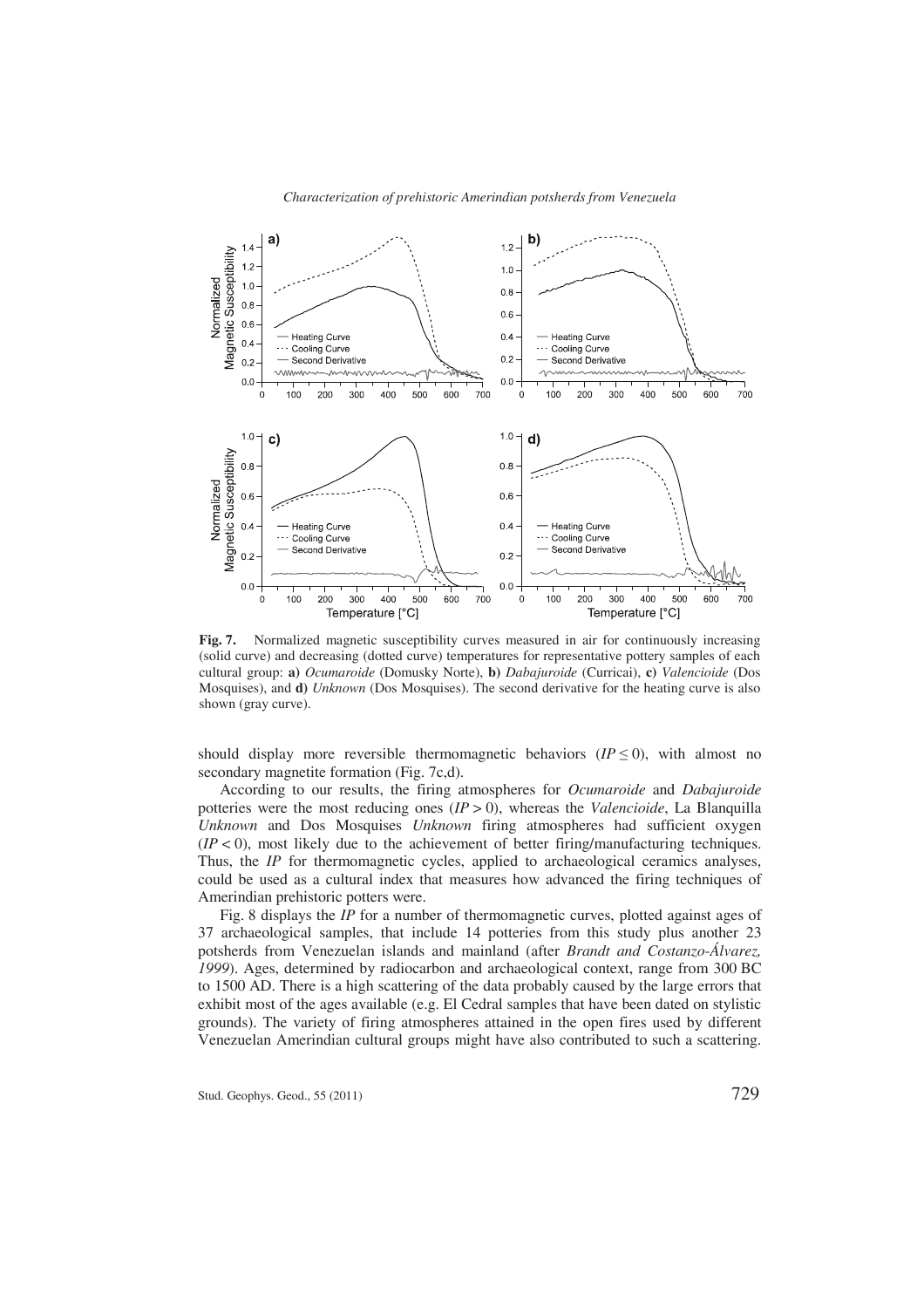**Fig. 7.** Normalized magnetic susceptibility curves measured in air for continuously increasing (solid curve) and decreasing (dotted curve) temperatures for representative pottery samples of each cultural group: **a)** *Ocumaroide* (Domusky Norte), **b)** *Dabajuroide* (Curricai), **c)** *Valencioide* (Dos Mosquises), and **d)** *Unknown* (Dos Mosquises). The second derivative for the heating curve is also shown (gray curve).

should display more reversible thermomagnetic behaviors ($IP \leq 0$), with almost no secondary magnetite formation (Fig. 7c,d).

According to our results, the firing atmospheres for *Ocumaroide* and *Dabajuroide* potteries were the most reducing ones ($IP > 0$), whereas the *Valencioide*, La Blanquilla *Unknown* and Dos Mosquises *Unknown* firing atmospheres had sufficient oxygen ($IP < 0$), most likely due to the achievement of better firing/manufacturing techniques. Thus, the *IP* for thermomagnetic cycles, applied to archaeological ceramics analyses, could be used as a cultural index that measures how advanced the firing techniques of Amerindian prehistoric potters were.

Fig. 8 displays the *IP* for a number of thermomagnetic curves, plotted against ages of 37 archaeological samples, that include 14 potteries from this study plus another 23 potsherds from Venezuelan islands and mainland (after *Brandt and Costanzo-Álvarez, 1999*). Ages, determined by radiocarbon and archaeological context, range from 300 BC to 1500 AD. There is a high scattering of the data probably caused by the large errors that exhibit most of the ages available (e.g. El Cedral samples that have been dated on stylistic grounds). The variety of firing atmospheres attained in the open fires used by different Venezuelan Amerindian cultural groups might have also contributed to such a scattering.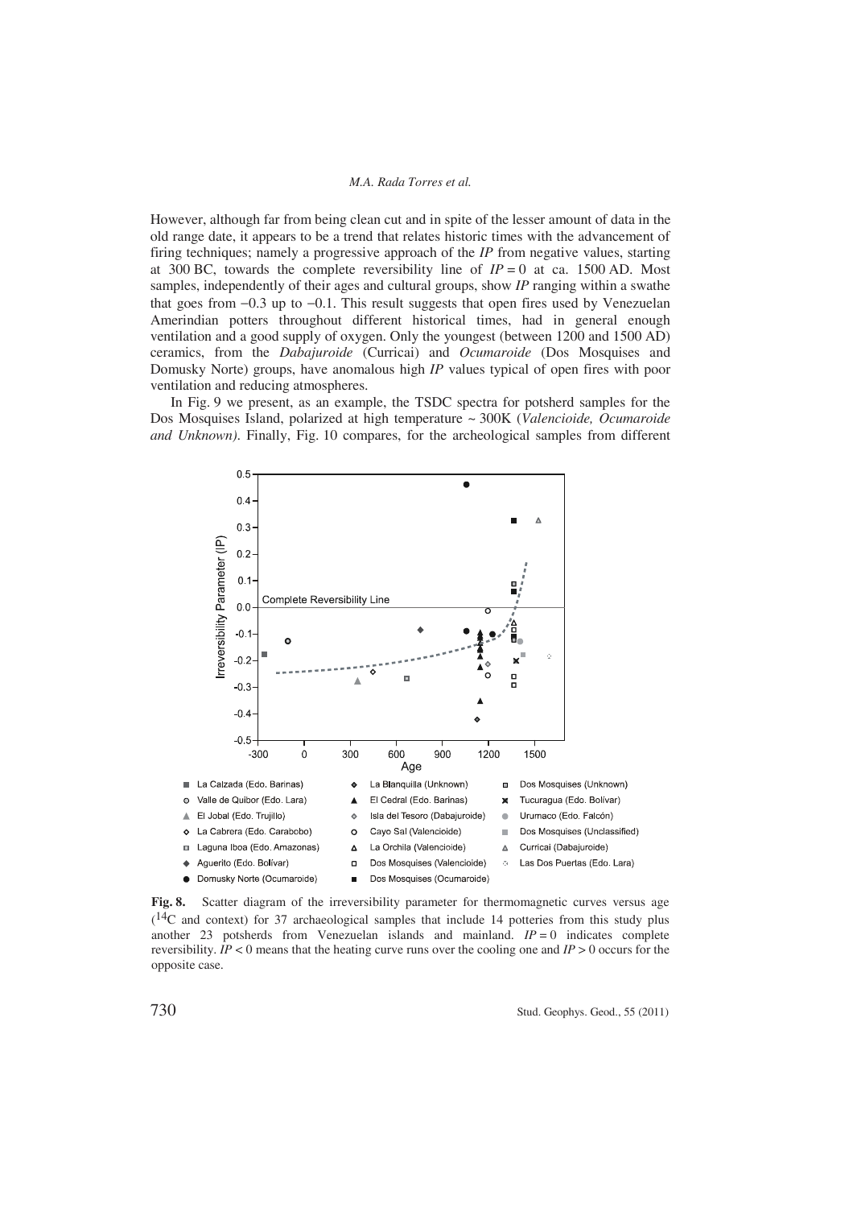However, although far from being clean cut and in spite of the lesser amount of data in the old range date, it appears to be a trend that relates historic times with the advancement of firing techniques; namely a progressive approach of the *IP* from negative values, starting at 300 BC, towards the complete reversibility line of $IP = 0$ at ca. 1500 AD. Most samples, independently of their ages and cultural groups, show *IP* ranging within a swathe that goes from −0.3 up to −0.1. This result suggests that open fires used by Venezuelan Amerindian potters throughout different historical times, had in general enough ventilation and a good supply of oxygen. Only the youngest (between 1200 and 1500 AD) ceramics, from the *Dabajuroide* (Curricai) and *Ocumaroide* (Dos Mosquises and Domusky Norte) groups, have anomalous high *IP* values typical of open fires with poor ventilation and reducing atmospheres.

In Fig. 9 we present, as an example, the TSDC spectra for potsherd samples for the Dos Mosquises Island, polarized at high temperature ~ 300K (*Valencioide, Ocumaroide and Unknown)*. Finally, Fig. 10 compares, for the archeological samples from different

**Fig. 8.** Scatter diagram of the irreversibility parameter for thermomagnetic curves versus age ($^{14}$C and context) for 37 archaeological samples that include 14 potteries from this study plus another 23 potsherds from Venezuelan islands and mainland. $IP = 0$ indicates complete reversibility. $IP < 0$ means that the heating curve runs over the cooling one and $IP > 0$ occurs for the opposite case.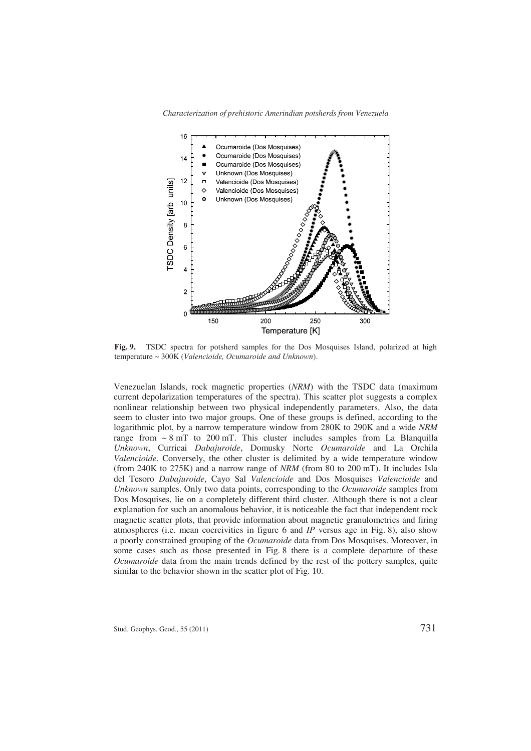**Fig. 9.** TSDC spectra for potsherd samples for the Dos Mosquises Island, polarized at high temperature ~ 300K (*Valencioide, Ocumaroide and Unknown*).

Venezuelan Islands, rock magnetic properties (*NRM*) with the TSDC data (maximum current depolarization temperatures of the spectra). This scatter plot suggests a complex nonlinear relationship between two physical independently parameters. Also, the data seem to cluster into two major groups. One of these groups is defined, according to the logarithmic plot, by a narrow temperature window from 280K to 290K and a wide *NRM* range from ~ 8 mT to 200 mT. This cluster includes samples from La Blanquilla *Unknown*, Curricai *Dabajuroide*, Domusky Norte *Ocumaroide* and La Orchila *Valencioide*. Conversely, the other cluster is delimited by a wide temperature window (from 240K to 275K) and a narrow range of *NRM* (from 80 to 200 mT). It includes Isla del Tesoro *Dabajuroide*, Cayo Sal *Valencioide* and Dos Mosquises *Valencioide* and *Unknown* samples. Only two data points, corresponding to the *Ocumaroide* samples from Dos Mosquises, lie on a completely different third cluster. Although there is not a clear explanation for such an anomalous behavior, it is noticeable the fact that independent rock magnetic scatter plots, that provide information about magnetic granulometries and firing atmospheres (i.e. mean coercivities in figure 6 and *IP* versus age in Fig. 8), also show a poorly constrained grouping of the *Ocumaroide* data from Dos Mosquises. Moreover, in some cases such as those presented in Fig. 8 there is a complete departure of these *Ocumaroide* data from the main trends defined by the rest of the pottery samples, quite similar to the behavior shown in the scatter plot of Fig. 10.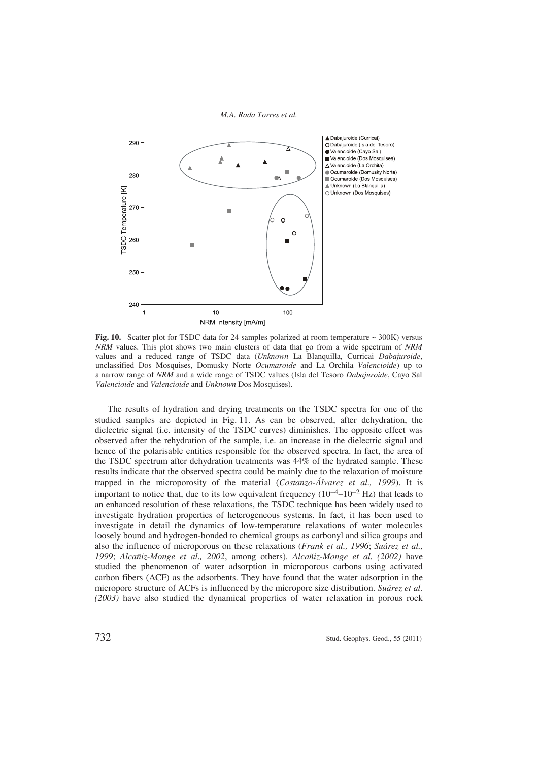**Fig. 10.** Scatter plot for TSDC data for 24 samples polarized at room temperature ~ 300K) versus *NRM* values. This plot shows two main clusters of data that go from a wide spectrum of *NRM* values and a reduced range of TSDC data (*Unknown* La Blanquilla, Curricai *Dabajuroide*, unclassified Dos Mosquises, Domusky Norte *Ocumaroide* and La Orchila *Valencioide*) up to a narrow range of *NRM* and a wide range of TSDC values (Isla del Tesoro *Dabajuroide*, Cayo Sal *Valencioide* and *Valencioide* and *Unknown* Dos Mosquises).

The results of hydration and drying treatments on the TSDC spectra for one of the studied samples are depicted in Fig. 11. As can be observed, after dehydration, the dielectric signal (i.e. intensity of the TSDC curves) diminishes. The opposite effect was observed after the rehydration of the sample, i.e. an increase in the dielectric signal and hence of the polarisable entities responsible for the observed spectra. In fact, the area of the TSDC spectrum after dehydration treatments was 44% of the hydrated sample. These results indicate that the observed spectra could be mainly due to the relaxation of moisture trapped in the microporosity of the material (*Costanzo-Álvarez et al., 1999*). It is important to notice that, due to its low equivalent frequency ($10^{-4}$–$10^{-2}$ Hz) that leads to an enhanced resolution of these relaxations, the TSDC technique has been widely used to investigate hydration properties of heterogeneous systems. In fact, it has been used to investigate in detail the dynamics of low-temperature relaxations of water molecules loosely bound and hydrogen-bonded to chemical groups as carbonyl and silica groups and also the influence of microporous on these relaxations (*Frank et al., 1996*; *Suárez et al., 1999*; *Alcañiz-Monge et al., 2002*, among others). *Alcañiz-Monge et al. (2002)* have studied the phenomenon of water adsorption in microporous carbons using activated carbon fibers (ACF) as the adsorbents. They have found that the water adsorption in the micropore structure of ACFs is influenced by the micropore size distribution. *Suárez et al. (2003)* have also studied the dynamical properties of water relaxation in porous rock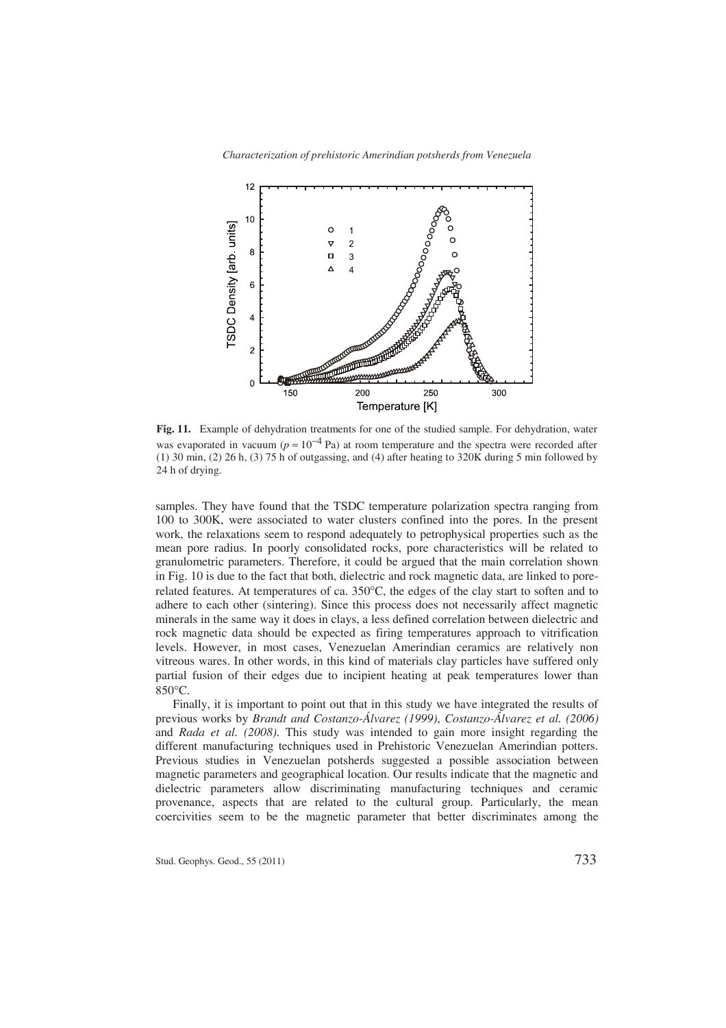**Fig. 11.** Example of dehydration treatments for one of the studied sample. For dehydration, water was evaporated in vacuum ($p \approx 10^{-4}$ Pa) at room temperature and the spectra were recorded after (1) 30 min, (2) 26 h, (3) 75 h of outgassing, and (4) after heating to 320K during 5 min followed by 24 h of drying.

samples. They have found that the TSDC temperature polarization spectra ranging from 100 to 300K, were associated to water clusters confined into the pores. In the present work, the relaxations seem to respond adequately to petrophysical properties such as the mean pore radius. In poorly consolidated rocks, pore characteristics will be related to granulometric parameters. Therefore, it could be argued that the main correlation shown in Fig. 10 is due to the fact that both, dielectric and rock magnetic data, are linked to pore-related features. At temperatures of ca. 350°C, the edges of the clay start to soften and to adhere to each other (sintering). Since this process does not necessarily affect magnetic minerals in the same way it does in clays, a less defined correlation between dielectric and rock magnetic data should be expected as firing temperatures approach to vitrification levels. However, in most cases, Venezuelan Amerindian ceramics are relatively non vitreous wares. In other words, in this kind of materials clay particles have suffered only partial fusion of their edges due to incipient heating at peak temperatures lower than 850°C.

Finally, it is important to point out that in this study we have integrated the results of previous works by *Brandt and Costanzo-Álvarez (1999)*, *Costanzo-Álvarez et al. (2006)* and *Rada et al. (2008)*. This study was intended to gain more insight regarding the different manufacturing techniques used in Prehistoric Venezuelan Amerindian potters. Previous studies in Venezuelan potsherds suggested a possible association between magnetic parameters and geographical location. Our results indicate that the magnetic and dielectric parameters allow discriminating manufacturing techniques and ceramic provenance, aspects that are related to the cultural group. Particularly, the mean coercivities seem to be the magnetic parameter that better discriminates among the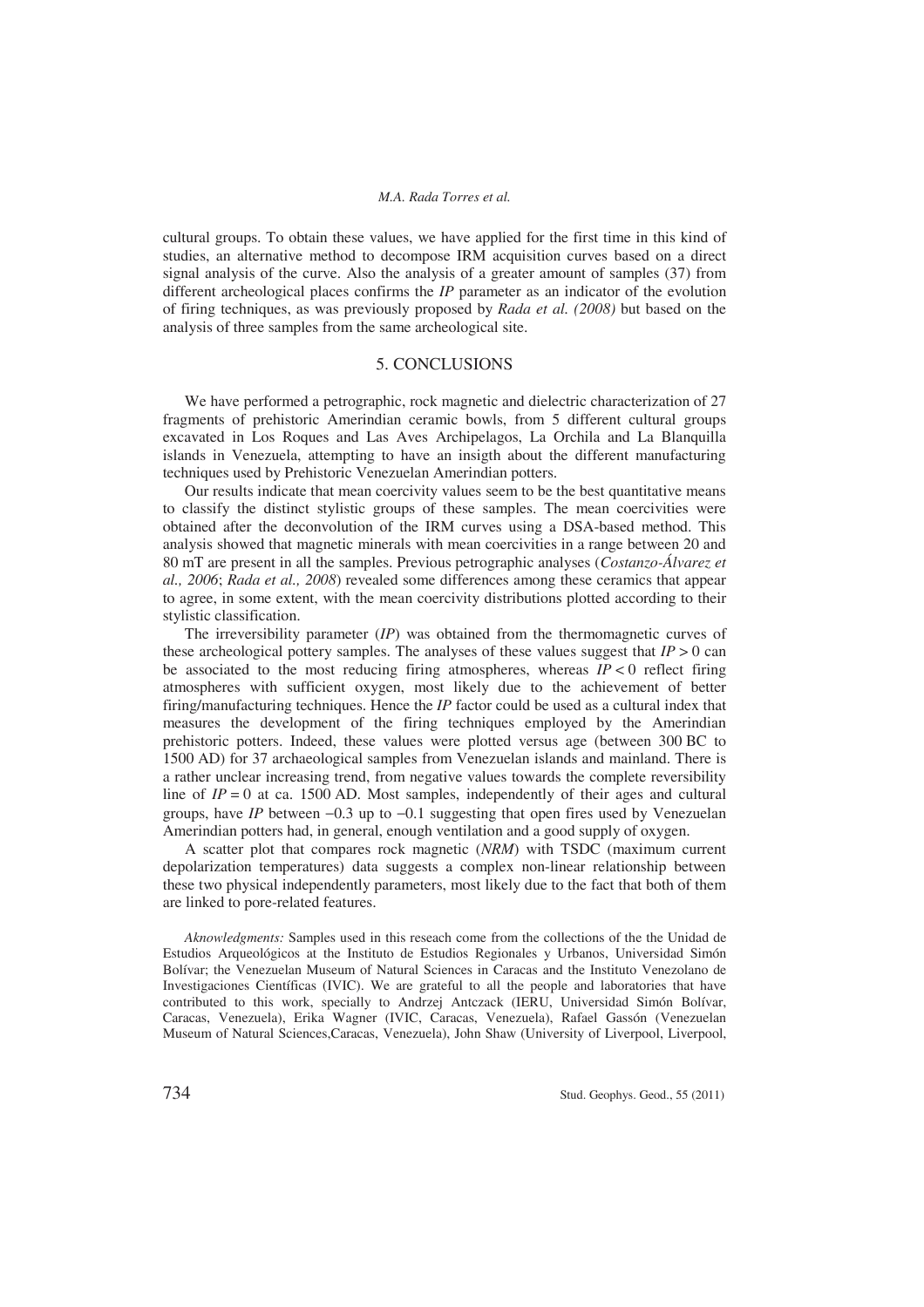cultural groups. To obtain these values, we have applied for the first time in this kind of studies, an alternative method to decompose IRM acquisition curves based on a direct signal analysis of the curve. Also the analysis of a greater amount of samples (37) from different archeological places confirms the *IP* parameter as an indicator of the evolution of firing techniques, as was previously proposed by *Rada et al. (2008)* but based on the analysis of three samples from the same archeological site.

## 5. CONCLUSIONS

We have performed a petrographic, rock magnetic and dielectric characterization of 27 fragments of prehistoric Amerindian ceramic bowls, from 5 different cultural groups excavated in Los Roques and Las Aves Archipelagos, La Orchila and La Blanquilla islands in Venezuela, attempting to have an insigth about the different manufacturing techniques used by Prehistoric Venezuelan Amerindian potters.

Our results indicate that mean coercivity values seem to be the best quantitative means to classify the distinct stylistic groups of these samples. The mean coercivities were obtained after the deconvolution of the IRM curves using a DSA-based method. This analysis showed that magnetic minerals with mean coercivities in a range between 20 and 80 mT are present in all the samples. Previous petrographic analyses (*Costanzo-Álvarez et al., 2006*; *Rada et al., 2008*) revealed some differences among these ceramics that appear to agree, in some extent, with the mean coercivity distributions plotted according to their stylistic classification.

The irreversibility parameter (*IP*) was obtained from the thermomagnetic curves of these archeological pottery samples. The analyses of these values suggest that $IP > 0$ can be associated to the most reducing firing atmospheres, whereas $IP < 0$ reflect firing atmospheres with sufficient oxygen, most likely due to the achievement of better firing/manufacturing techniques. Hence the *IP* factor could be used as a cultural index that measures the development of the firing techniques employed by the Amerindian prehistoric potters. Indeed, these values were plotted versus age (between 300 BC to 1500 AD) for 37 archaeological samples from Venezuelan islands and mainland. There is a rather unclear increasing trend, from negative values towards the complete reversibility line of $IP = 0$ at ca. 1500 AD. Most samples, independently of their ages and cultural groups, have *IP* between $-0.3$ up to $-0.1$ suggesting that open fires used by Venezuelan Amerindian potters had, in general, enough ventilation and a good supply of oxygen.

A scatter plot that compares rock magnetic (*NRM*) with TSDC (maximum current depolarization temperatures) data suggests a complex non-linear relationship between these two physical independently parameters, most likely due to the fact that both of them are linked to pore-related features.

*Aknowledgments:* Samples used in this reseach come from the collections of the the Unidad de Estudios Arqueológicos at the Instituto de Estudios Regionales y Urbanos, Universidad Simón Bolívar; the Venezuelan Museum of Natural Sciences in Caracas and the Instituto Venezolano de Investigaciones Científicas (IVIC). We are grateful to all the people and laboratories that have contributed to this work, specially to Andrzej Antczack (IERU, Universidad Simón Bolívar, Caracas, Venezuela), Erika Wagner (IVIC, Caracas, Venezuela), Rafael Gassón (Venezuelan Museum of Natural Sciences,Caracas, Venezuela), John Shaw (University of Liverpool, Liverpool,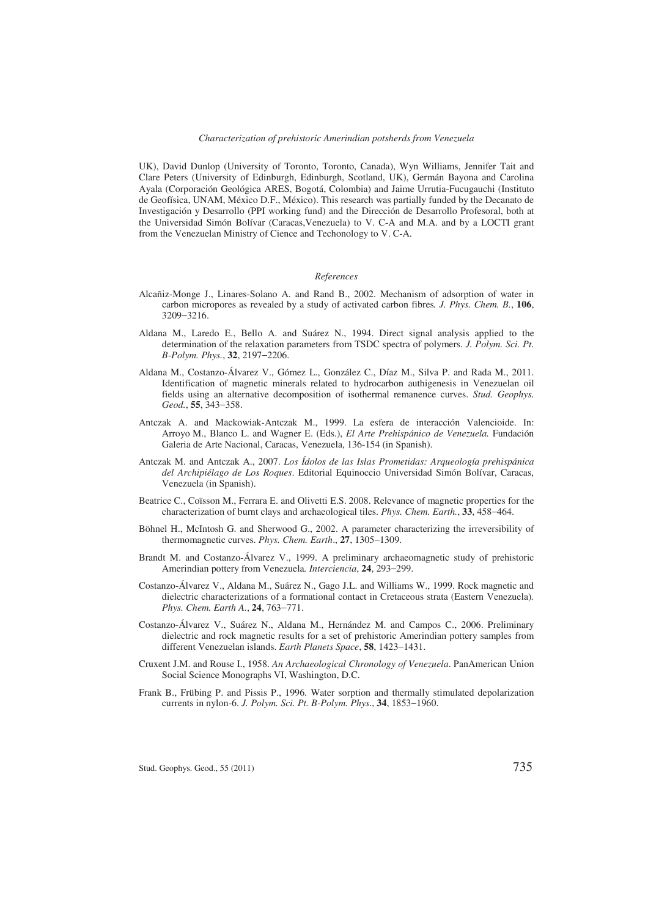UK), David Dunlop (University of Toronto, Toronto, Canada), Wyn Williams, Jennifer Tait and Clare Peters (University of Edinburgh, Edinburgh, Scotland, UK), Germán Bayona and Carolina Ayala (Corporación Geológica ARES, Bogotá, Colombia) and Jaime Urrutia-Fucugauchi (Instituto de Geofísica, UNAM, México D.F., México). This research was partially funded by the Decanato de Investigación y Desarrollo (PPI working fund) and the Dirección de Desarrollo Profesoral, both at the Universidad Simón Bolívar (Caracas,Venezuela) to V. C-A and M.A. and by a LOCTI grant from the Venezuelan Ministry of Cience and Techonology to V. C-A.

## *References*

Alcañiz-Monge J., Linares-Solano A. and Rand B., 2002. Mechanism of adsorption of water in carbon micropores as revealed by a study of activated carbon fibres. *J. Phys. Chem. B.*, **106**, 3209−3216.

Aldana M., Laredo E., Bello A. and Suárez N., 1994. Direct signal analysis applied to the determination of the relaxation parameters from TSDC spectra of polymers. *J. Polym. Sci. Pt. B-Polym. Phys.*, **32**, 2197−2206.

Aldana M., Costanzo-Álvarez V., Gómez L., González C., Díaz M., Silva P. and Rada M., 2011. Identification of magnetic minerals related to hydrocarbon authigenesis in Venezuelan oil fields using an alternative decomposition of isothermal remanence curves. *Stud. Geophys. Geod.*, **55**, 343−358.

Antczak A. and Mackowiak-Antczak M., 1999. La esfera de interacción Valencioide. In: Arroyo M., Blanco L. and Wagner E. (Eds.), *El Arte Prehispánico de Venezuela.* Fundación Galeria de Arte Nacional, Caracas, Venezuela, 136-154 (in Spanish).

Antczak M. and Antczak A., 2007. *Los Ídolos de las Islas Prometidas: Arqueología prehispánica del Archipiélago de Los Roques*. Editorial Equinoccio Universidad Simón Bolívar, Caracas, Venezuela (in Spanish).

Beatrice C., Coïsson M., Ferrara E. and Olivetti E.S. 2008. Relevance of magnetic properties for the characterization of burnt clays and archaeological tiles. *Phys. Chem. Earth.*, **33**, 458−464.

Böhnel H., McIntosh G. and Sherwood G., 2002. A parameter characterizing the irreversibility of thermomagnetic curves. *Phys. Chem. Earth*., **27**, 1305−1309.

Brandt M. and Costanzo-Álvarez V., 1999. A preliminary archaeomagnetic study of prehistoric Amerindian pottery from Venezuela. *Interciencia*, **24**, 293−299.

Costanzo-Álvarez V., Aldana M., Suárez N., Gago J.L. and Williams W., 1999. Rock magnetic and dielectric characterizations of a formational contact in Cretaceous strata (Eastern Venezuela). *Phys. Chem. Earth A.*, **24**, 763−771.

Costanzo-Álvarez V., Suárez N., Aldana M., Hernández M. and Campos C., 2006. Preliminary dielectric and rock magnetic results for a set of prehistoric Amerindian pottery samples from different Venezuelan islands. *Earth Planets Space*, **58**, 1423−1431.

Cruxent J.M. and Rouse I., 1958. *An Archaeological Chronology of Venezuela*. PanAmerican Union Social Science Monographs VI, Washington, D.C.

Frank B., Frübing P. and Pissis P., 1996. Water sorption and thermally stimulated depolarization currents in nylon-6. *J. Polym. Sci. Pt. B-Polym. Phys*., **34**, 1853−1960.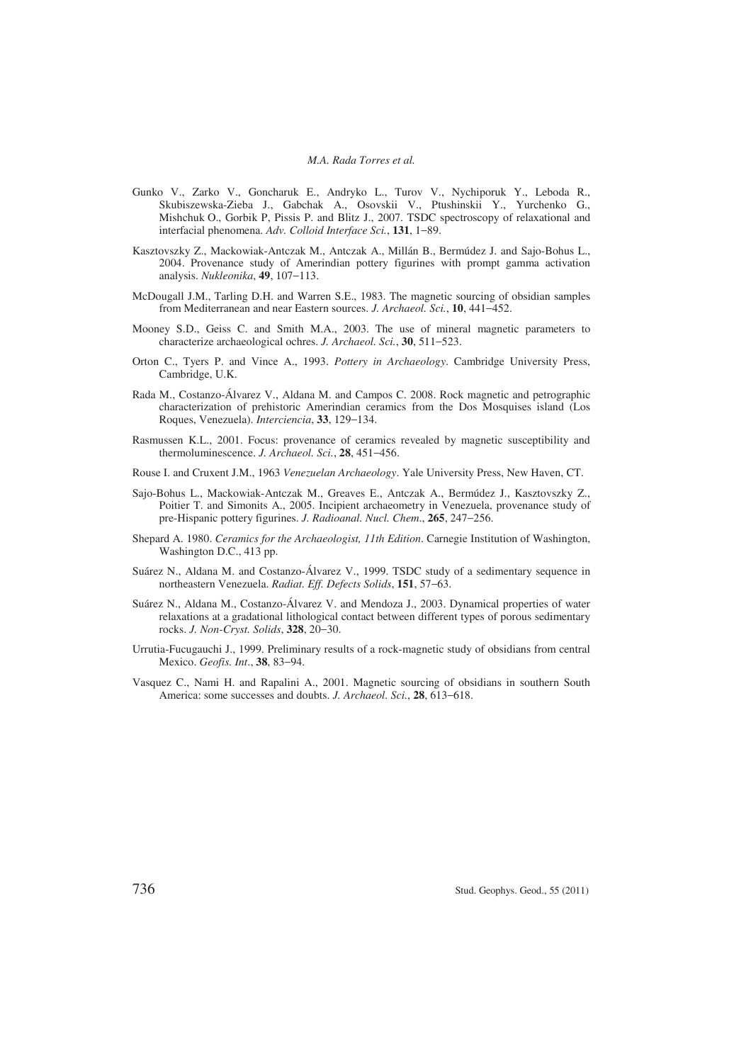Gunko V., Zarko V., Goncharuk E., Andryko L., Turov V., Nychiporuk Y., Leboda R., Skubiszewska-Zieba J., Gabchak A., Osovskii V., Ptushinskii Y., Yurchenko G., Mishchuk O., Gorbik P, Pissis P. and Blitz J., 2007. TSDC spectroscopy of relaxational and interfacial phenomena. *Adv. Colloid Interface Sci.*, **131**, 1−89.

Kasztovszky Z., Mackowiak-Antczak M., Antczak A., Millán B., Bermúdez J. and Sajo-Bohus L., 2004. Provenance study of Amerindian pottery figurines with prompt gamma activation analysis. *Nukleonika*, **49**, 107−113.

McDougall J.M., Tarling D.H. and Warren S.E., 1983. The magnetic sourcing of obsidian samples from Mediterranean and near Eastern sources. *J. Archaeol. Sci.*, **10**, 441−452.

Mooney S.D., Geiss C. and Smith M.A., 2003. The use of mineral magnetic parameters to characterize archaeological ochres. *J. Archaeol. Sci.*, **30**, 511−523.

Orton C., Tyers P. and Vince A., 1993. *Pottery in Archaeology*. Cambridge University Press, Cambridge, U.K.

Rada M., Costanzo-Álvarez V., Aldana M. and Campos C. 2008. Rock magnetic and petrographic characterization of prehistoric Amerindian ceramics from the Dos Mosquises island (Los Roques, Venezuela). *Interciencia*, **33**, 129−134.

Rasmussen K.L., 2001. Focus: provenance of ceramics revealed by magnetic susceptibility and thermoluminescence. *J. Archaeol. Sci.*, **28**, 451−456.

Rouse I. and Cruxent J.M., 1963 *Venezuelan Archaeology*. Yale University Press, New Haven, CT.

Sajo-Bohus L., Mackowiak-Antczak M., Greaves E., Antczak A., Bermúdez J., Kasztovszky Z., Poitier T. and Simonits A., 2005. Incipient archaeometry in Venezuela, provenance study of pre-Hispanic pottery figurines. *J. Radioanal. Nucl. Chem.*, **265**, 247−256.

Shepard A. 1980. *Ceramics for the Archaeologist, 11th Edition*. Carnegie Institution of Washington, Washington D.C., 413 pp.

Suárez N., Aldana M. and Costanzo-Álvarez V., 1999. TSDC study of a sedimentary sequence in northeastern Venezuela. *Radiat. Eff. Defects Solids*, **151**, 57−63.

Suárez N., Aldana M., Costanzo-Álvarez V. and Mendoza J., 2003. Dynamical properties of water relaxations at a gradational lithological contact between different types of porous sedimentary rocks. *J. Non-Cryst. Solids*, **328**, 20−30.

Urrutia-Fucugauchi J., 1999. Preliminary results of a rock-magnetic study of obsidians from central Mexico. *Geofis. Int*., **38**, 83−94.

Vasquez C., Nami H. and Rapalini A., 2001. Magnetic sourcing of obsidians in southern South America: some successes and doubts. *J. Archaeol. Sci.*, **28**, 613−618.